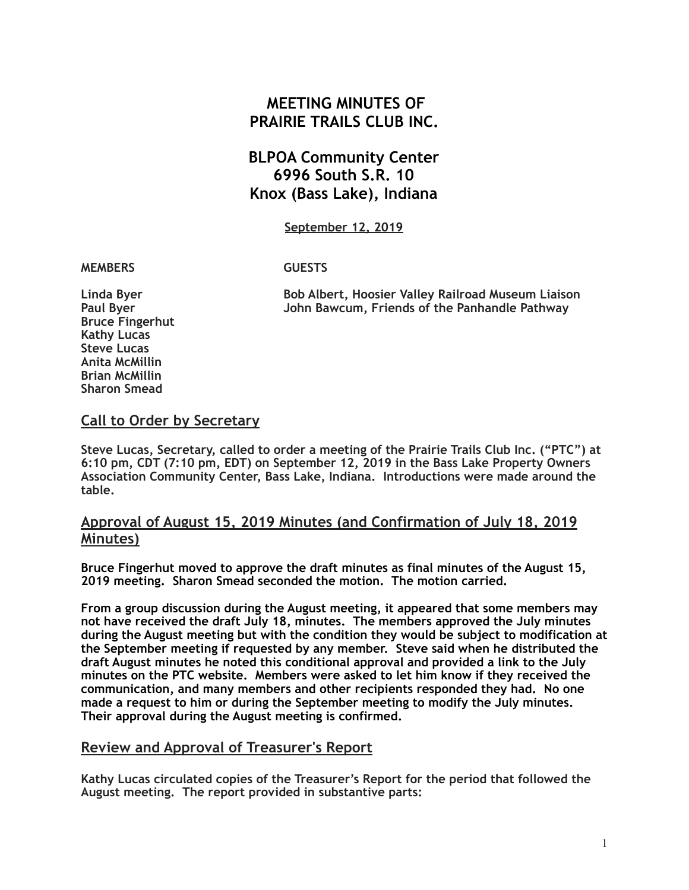# MEETING MINUTES OF PRAIRIE TRAILS CLUB INC.

## BLPOA Community Center
## 6996 South S.R. 10
## Knox (Bass Lake), Indiana

**September 12, 2019**

| MEMBERS | GUESTS |
| --- | --- |
| Linda Byer | Bob Albert, Hoosier Valley Railroad Museum Liaison |
| Paul Byer | John Bawcum, Friends of the Panhandle Pathway |
| Bruce Fingerhut | |
| Kathy Lucas | |
| Steve Lucas | |
| Anita McMillin | |
| Brian McMillin | |
| Sharon Smead | |

## Call to Order by Secretary

Steve Lucas, Secretary, called to order a meeting of the Prairie Trails Club Inc. ("PTC") at 6:10 pm, CDT (7:10 pm, EDT) on September 12, 2019 in the Bass Lake Property Owners Association Community Center, Bass Lake, Indiana. Introductions were made around the table.

## Approval of August 15, 2019 Minutes (and Confirmation of July 18, 2019 Minutes)

Bruce Fingerhut moved to approve the draft minutes as final minutes of the August 15, 2019 meeting. Sharon Smead seconded the motion. The motion carried.

From a group discussion during the August meeting, it appeared that some members may not have received the draft July 18, minutes. The members approved the July minutes during the August meeting but with the condition they would be subject to modification at the September meeting if requested by any member. Steve said when he distributed the draft August minutes he noted this conditional approval and provided a link to the July minutes on the PTC website. Members were asked to let him know if they received the communication, and many members and other recipients responded they had. No one made a request to him or during the September meeting to modify the July minutes. Their approval during the August meeting is confirmed.

## Review and Approval of Treasurer's Report

Kathy Lucas circulated copies of the Treasurer's Report for the period that followed the August meeting. The report provided in substantive parts: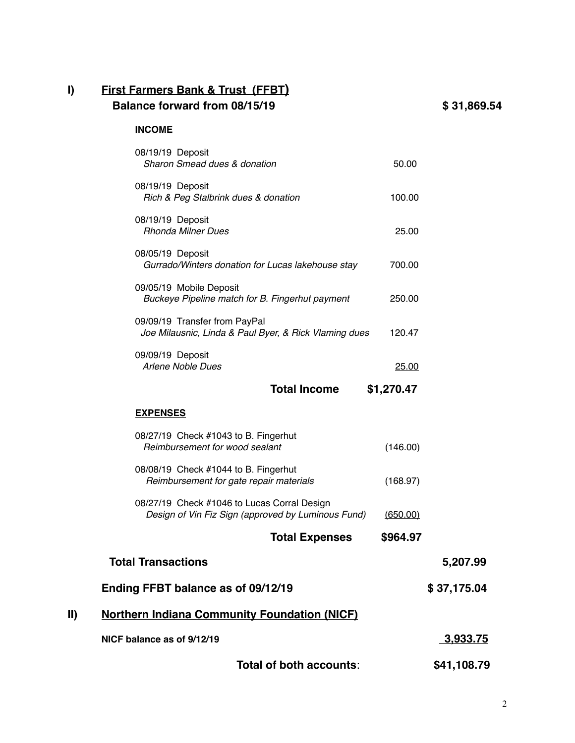## I) First Farmers Bank & Trust (FFBT)

**Balance forward from 08/15/19** **$ 31,869.54**

**INCOME**

| Description | Amount | Balance |
|---|---|---|
| 08/19/19 Deposit<br>*Sharon Smead dues & donation* | 50.00 | |
| 08/19/19 Deposit<br>*Rich & Peg Stalbrink dues & donation* | 100.00 | |
| 08/19/19 Deposit<br>*Rhonda Milner Dues* | 25.00 | |
| 08/05/19 Deposit<br>*Gurrado/Winters donation for Lucas lakehouse stay* | 700.00 | |
| 09/05/19 Mobile Deposit<br>*Buckeye Pipeline match for B. Fingerhut payment* | 250.00 | |
| 09/09/19 Transfer from PayPal<br>*Joe Milausnic, Linda & Paul Byer, & Rick Vlaming dues* | 120.47 | |
| 09/09/19 Deposit<br>*Arlene Noble Dues* | 25.00 | |
| **Total Income** | **$1,270.47** | |

**EXPENSES**

| Description | Amount | Balance |
|---|---|---|
| 08/27/19 Check #1043 to B. Fingerhut<br>*Reimbursement for wood sealant* | (146.00) | |
| 08/08/19 Check #1044 to B. Fingerhut<br>*Reimbursement for gate repair materials* | (168.97) | |
| 08/27/19 Check #1046 to Lucas Corral Design<br>*Design of Vin Fiz Sign (approved by Luminous Fund)* | (650.00) | |
| **Total Expenses** | **$964.97** | |
| **Total Transactions** | | **5,207.99** |
| **Ending FFBT balance as of 09/12/19** | | **$ 37,175.04** |

## II) Northern Indiana Community Foundation (NICF)

| | |
|---|---|
| **NICF balance as of 9/12/19** | **3,933.75** |
| **Total of both accounts:** | **$41,108.79** |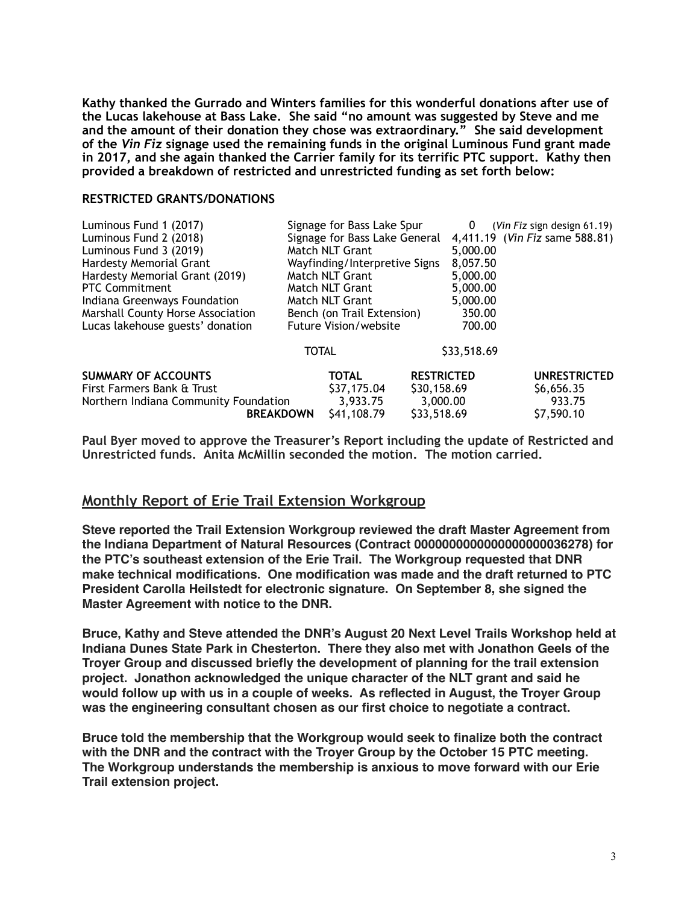**Kathy thanked the Gurrado and Winters families for this wonderful donations after use of the Lucas lakehouse at Bass Lake. She said "no amount was suggested by Steve and me and the amount of their donation they chose was extraordinary." She said development of the *Vin Fiz* signage used the remaining funds in the original Luminous Fund grant made in 2017, and she again thanked the Carrier family for its terrific PTC support. Kathy then provided a breakdown of restricted and unrestricted funding as set forth below:**

**RESTRICTED GRANTS/DONATIONS**

| | | | |
|---|---|---|---|
| Luminous Fund 1 (2017) | Signage for Bass Lake Spur | 0 | (*Vin Fiz* sign design 61.19) |
| Luminous Fund 2 (2018) | Signage for Bass Lake General | 4,411.19 | (*Vin Fiz* same 588.81) |
| Luminous Fund 3 (2019) | Match NLT Grant | 5,000.00 | |
| Hardesty Memorial Grant | Wayfinding/Interpretive Signs | 8,057.50 | |
| Hardesty Memorial Grant (2019) | Match NLT Grant | 5,000.00 | |
| PTC Commitment | Match NLT Grant | 5,000.00 | |
| Indiana Greenways Foundation | Match NLT Grant | 5,000.00 | |
| Marshall County Horse Association | Bench (on Trail Extension) | 350.00 | |
| Lucas lakehouse guests' donation | Future Vision/website | 700.00 | |
| | TOTAL | $33,518.69 | |

| SUMMARY OF ACCOUNTS | TOTAL | RESTRICTED | UNRESTRICTED |
|---|---|---|---|
| First Farmers Bank & Trust | $37,175.04 | $30,158.69 | $6,656.35 |
| Northern Indiana Community Foundation | 3,933.75 | 3,000.00 | 933.75 |
| **BREAKDOWN** | $41,108.79 | $33,518.69 | $7,590.10 |

**Paul Byer moved to approve the Treasurer's Report including the update of Restricted and Unrestricted funds. Anita McMillin seconded the motion. The motion carried.**

## Monthly Report of Erie Trail Extension Workgroup

**Steve reported the Trail Extension Workgroup reviewed the draft Master Agreement from the Indiana Department of Natural Resources (Contract 000000000000000000036278) for the PTC's southeast extension of the Erie Trail. The Workgroup requested that DNR make technical modifications. One modification was made and the draft returned to PTC President Carolla Heilstedt for electronic signature. On September 8, she signed the Master Agreement with notice to the DNR.**

**Bruce, Kathy and Steve attended the DNR's August 20 Next Level Trails Workshop held at Indiana Dunes State Park in Chesterton. There they also met with Jonathon Geels of the Troyer Group and discussed briefly the development of planning for the trail extension project. Jonathon acknowledged the unique character of the NLT grant and said he would follow up with us in a couple of weeks. As reflected in August, the Troyer Group was the engineering consultant chosen as our first choice to negotiate a contract.**

**Bruce told the membership that the Workgroup would seek to finalize both the contract with the DNR and the contract with the Troyer Group by the October 15 PTC meeting. The Workgroup understands the membership is anxious to move forward with our Erie Trail extension project.**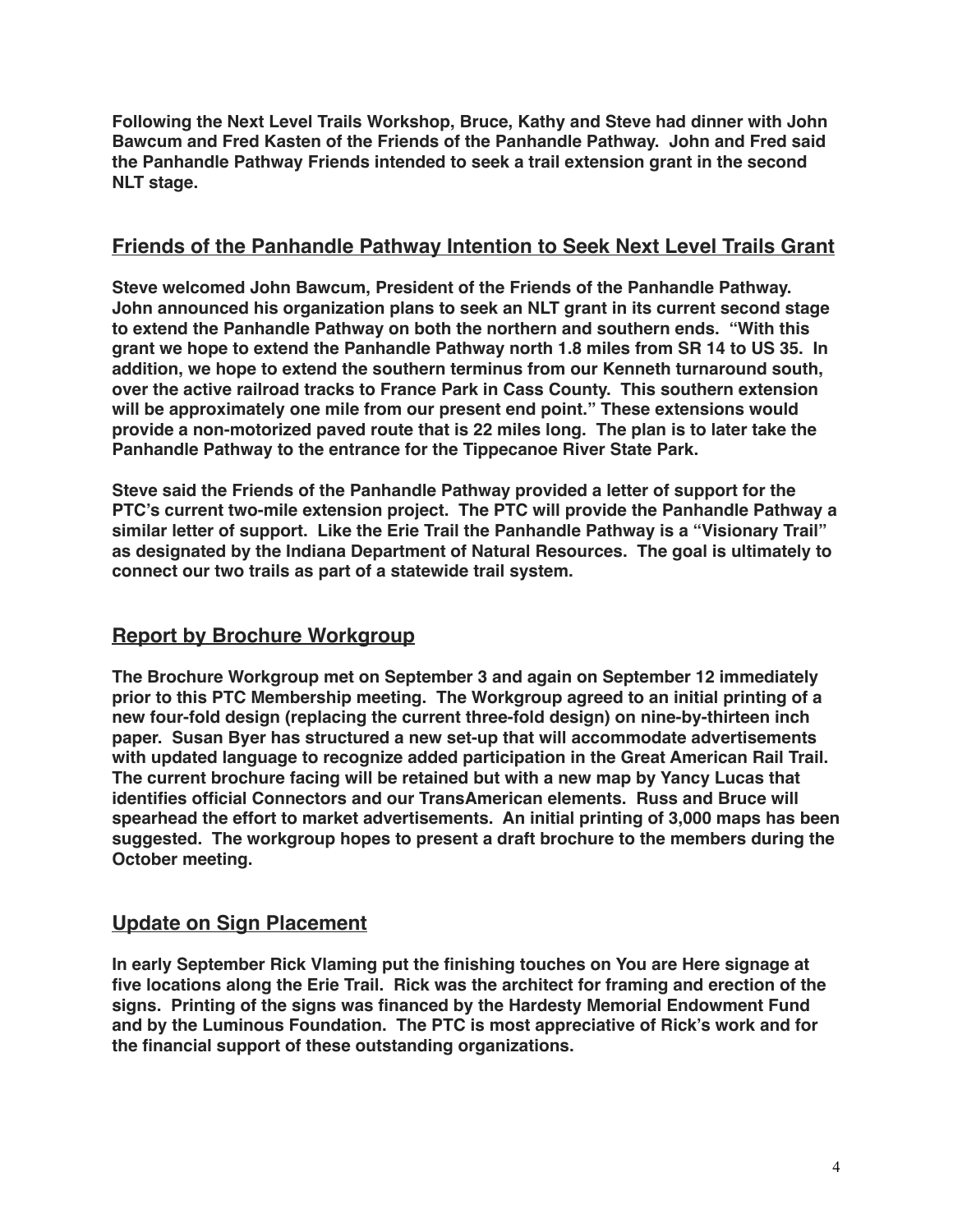**Following the Next Level Trails Workshop, Bruce, Kathy and Steve had dinner with John Bawcum and Fred Kasten of the Friends of the Panhandle Pathway. John and Fred said the Panhandle Pathway Friends intended to seek a trail extension grant in the second NLT stage.**

## Friends of the Panhandle Pathway Intention to Seek Next Level Trails Grant

**Steve welcomed John Bawcum, President of the Friends of the Panhandle Pathway. John announced his organization plans to seek an NLT grant in its current second stage to extend the Panhandle Pathway on both the northern and southern ends. "With this grant we hope to extend the Panhandle Pathway north 1.8 miles from SR 14 to US 35. In addition, we hope to extend the southern terminus from our Kenneth turnaround south, over the active railroad tracks to France Park in Cass County. This southern extension will be approximately one mile from our present end point." These extensions would provide a non-motorized paved route that is 22 miles long. The plan is to later take the Panhandle Pathway to the entrance for the Tippecanoe River State Park.**

**Steve said the Friends of the Panhandle Pathway provided a letter of support for the PTC's current two-mile extension project. The PTC will provide the Panhandle Pathway a similar letter of support. Like the Erie Trail the Panhandle Pathway is a "Visionary Trail" as designated by the Indiana Department of Natural Resources. The goal is ultimately to connect our two trails as part of a statewide trail system.**

## Report by Brochure Workgroup

**The Brochure Workgroup met on September 3 and again on September 12 immediately prior to this PTC Membership meeting. The Workgroup agreed to an initial printing of a new four-fold design (replacing the current three-fold design) on nine-by-thirteen inch paper. Susan Byer has structured a new set-up that will accommodate advertisements with updated language to recognize added participation in the Great American Rail Trail. The current brochure facing will be retained but with a new map by Yancy Lucas that identifies official Connectors and our TransAmerican elements. Russ and Bruce will spearhead the effort to market advertisements. An initial printing of 3,000 maps has been suggested. The workgroup hopes to present a draft brochure to the members during the October meeting.**

## Update on Sign Placement

**In early September Rick Vlaming put the finishing touches on You are Here signage at five locations along the Erie Trail. Rick was the architect for framing and erection of the signs. Printing of the signs was financed by the Hardesty Memorial Endowment Fund and by the Luminous Foundation. The PTC is most appreciative of Rick's work and for the financial support of these outstanding organizations.**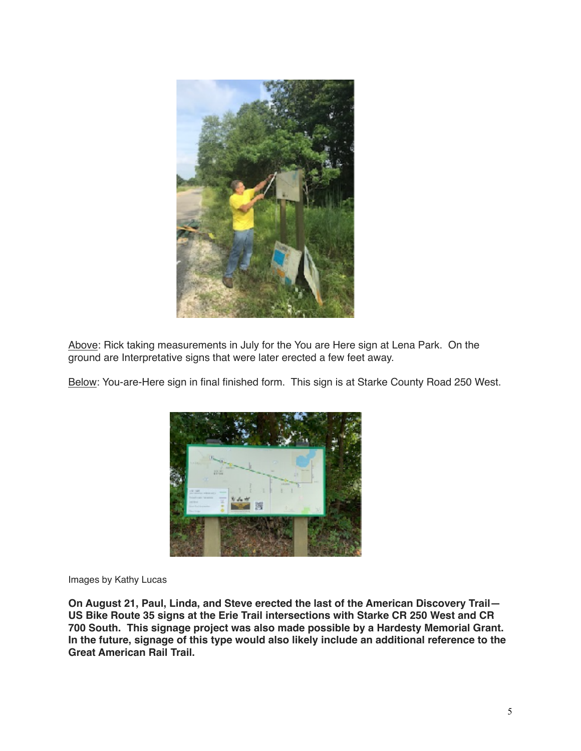Above: Rick taking measurements in July for the You are Here sign at Lena Park. On the ground are Interpretative signs that were later erected a few feet away.

Below: You-are-Here sign in final finished form. This sign is at Starke County Road 250 West.

Images by Kathy Lucas

**On August 21, Paul, Linda, and Steve erected the last of the American Discovery Trail—US Bike Route 35 signs at the Erie Trail intersections with Starke CR 250 West and CR 700 South. This signage project was also made possible by a Hardesty Memorial Grant. In the future, signage of this type would also likely include an additional reference to the Great American Rail Trail.**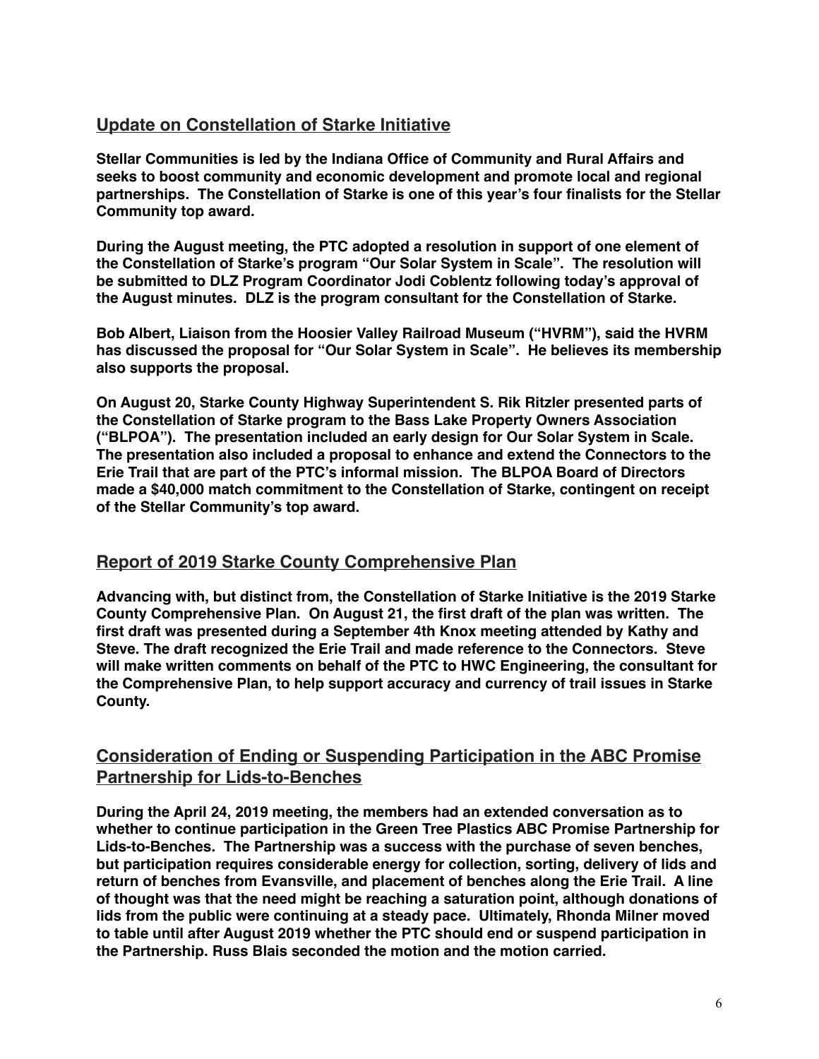## Update on Constellation of Starke Initiative

**Stellar Communities is led by the Indiana Office of Community and Rural Affairs and seeks to boost community and economic development and promote local and regional partnerships. The Constellation of Starke is one of this year's four finalists for the Stellar Community top award.**

**During the August meeting, the PTC adopted a resolution in support of one element of the Constellation of Starke's program "Our Solar System in Scale". The resolution will be submitted to DLZ Program Coordinator Jodi Coblentz following today's approval of the August minutes. DLZ is the program consultant for the Constellation of Starke.**

**Bob Albert, Liaison from the Hoosier Valley Railroad Museum ("HVRM"), said the HVRM has discussed the proposal for "Our Solar System in Scale". He believes its membership also supports the proposal.**

**On August 20, Starke County Highway Superintendent S. Rik Ritzler presented parts of the Constellation of Starke program to the Bass Lake Property Owners Association ("BLPOA"). The presentation included an early design for Our Solar System in Scale. The presentation also included a proposal to enhance and extend the Connectors to the Erie Trail that are part of the PTC's informal mission. The BLPOA Board of Directors made a $40,000 match commitment to the Constellation of Starke, contingent on receipt of the Stellar Community's top award.**

## Report of 2019 Starke County Comprehensive Plan

**Advancing with, but distinct from, the Constellation of Starke Initiative is the 2019 Starke County Comprehensive Plan. On August 21, the first draft of the plan was written. The first draft was presented during a September 4th Knox meeting attended by Kathy and Steve. The draft recognized the Erie Trail and made reference to the Connectors. Steve will make written comments on behalf of the PTC to HWC Engineering, the consultant for the Comprehensive Plan, to help support accuracy and currency of trail issues in Starke County.**

## Consideration of Ending or Suspending Participation in the ABC Promise Partnership for Lids-to-Benches

**During the April 24, 2019 meeting, the members had an extended conversation as to whether to continue participation in the Green Tree Plastics ABC Promise Partnership for Lids-to-Benches. The Partnership was a success with the purchase of seven benches, but participation requires considerable energy for collection, sorting, delivery of lids and return of benches from Evansville, and placement of benches along the Erie Trail. A line of thought was that the need might be reaching a saturation point, although donations of lids from the public were continuing at a steady pace. Ultimately, Rhonda Milner moved to table until after August 2019 whether the PTC should end or suspend participation in the Partnership. Russ Blais seconded the motion and the motion carried.**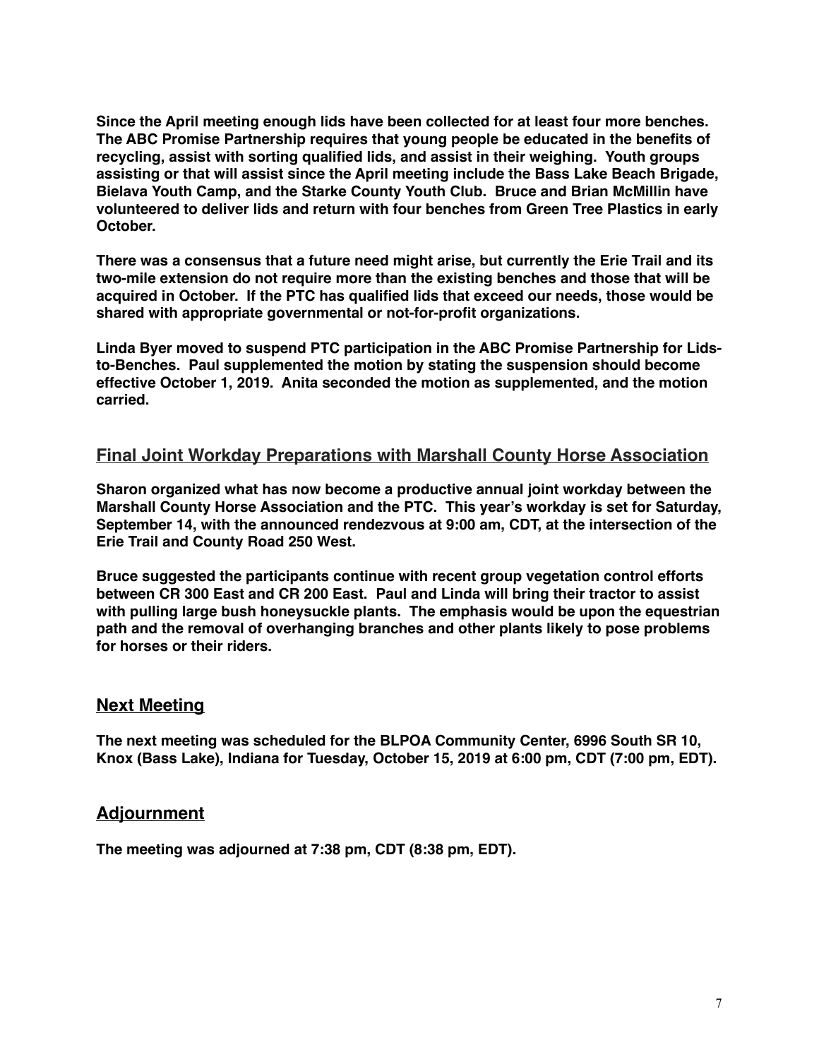**Since the April meeting enough lids have been collected for at least four more benches. The ABC Promise Partnership requires that young people be educated in the benefits of recycling, assist with sorting qualified lids, and assist in their weighing. Youth groups assisting or that will assist since the April meeting include the Bass Lake Beach Brigade, Bielava Youth Camp, and the Starke County Youth Club. Bruce and Brian McMillin have volunteered to deliver lids and return with four benches from Green Tree Plastics in early October.**

**There was a consensus that a future need might arise, but currently the Erie Trail and its two-mile extension do not require more than the existing benches and those that will be acquired in October. If the PTC has qualified lids that exceed our needs, those would be shared with appropriate governmental or not-for-profit organizations.**

**Linda Byer moved to suspend PTC participation in the ABC Promise Partnership for Lids-to-Benches. Paul supplemented the motion by stating the suspension should become effective October 1, 2019. Anita seconded the motion as supplemented, and the motion carried.**

## Final Joint Workday Preparations with Marshall County Horse Association

**Sharon organized what has now become a productive annual joint workday between the Marshall County Horse Association and the PTC. This year's workday is set for Saturday, September 14, with the announced rendezvous at 9:00 am, CDT, at the intersection of the Erie Trail and County Road 250 West.**

**Bruce suggested the participants continue with recent group vegetation control efforts between CR 300 East and CR 200 East. Paul and Linda will bring their tractor to assist with pulling large bush honeysuckle plants. The emphasis would be upon the equestrian path and the removal of overhanging branches and other plants likely to pose problems for horses or their riders.**

## Next Meeting

**The next meeting was scheduled for the BLPOA Community Center, 6996 South SR 10, Knox (Bass Lake), Indiana for Tuesday, October 15, 2019 at 6:00 pm, CDT (7:00 pm, EDT).**

## Adjournment

**The meeting was adjourned at 7:38 pm, CDT (8:38 pm, EDT).**